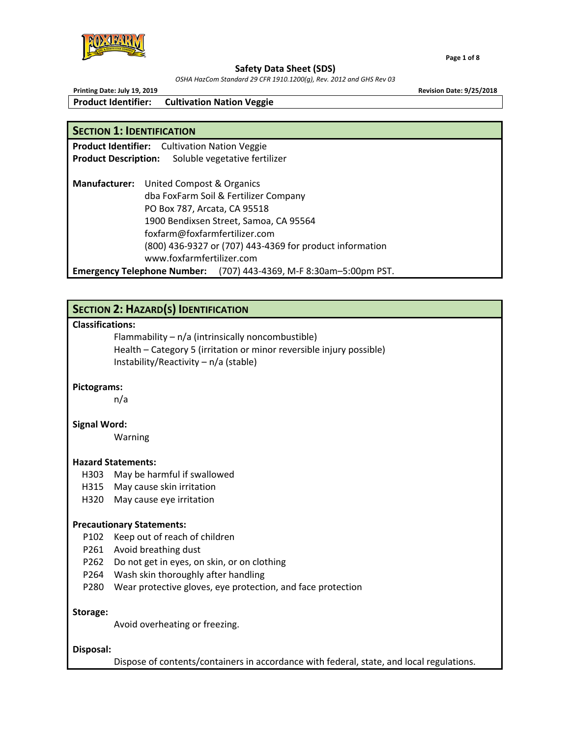# Safety Data Sheet (SDS)

*OSHA HazCom Standard 29 CFR 1910.1200(g), Rev. 2012 and GHS Rev 03*

**Printing Date: July 19, 2019** **Revision Date: 9/25/2018**

**Product Identifier: Cultivation Nation Veggie**

## SECTION 1: IDENTIFICATION

**Product Identifier:** Cultivation Nation Veggie
**Product Description:** Soluble vegetative fertilizer

**Manufacturer:** United Compost & Organics
dba FoxFarm Soil & Fertilizer Company
PO Box 787, Arcata, CA 95518
1900 Bendixsen Street, Samoa, CA 95564
foxfarm@foxfarmfertilizer.com
(800) 436-9327 or (707) 443-4369 for product information
www.foxfarmfertilizer.com

**Emergency Telephone Number:** (707) 443-4369, M-F 8:30am–5:00pm PST.

## SECTION 2: HAZARD(S) IDENTIFICATION

**Classifications:**

Flammability – n/a (intrinsically noncombustible)
Health – Category 5 (irritation or minor reversible injury possible)
Instability/Reactivity – n/a (stable)

**Pictograms:**

n/a

**Signal Word:**

Warning

**Hazard Statements:**

- H303 May be harmful if swallowed
- H315 May cause skin irritation
- H320 May cause eye irritation

**Precautionary Statements:**

- P102 Keep out of reach of children
- P261 Avoid breathing dust
- P262 Do not get in eyes, on skin, or on clothing
- P264 Wash skin thoroughly after handling
- P280 Wear protective gloves, eye protection, and face protection

**Storage:**

Avoid overheating or freezing.

**Disposal:**

Dispose of contents/containers in accordance with federal, state, and local regulations.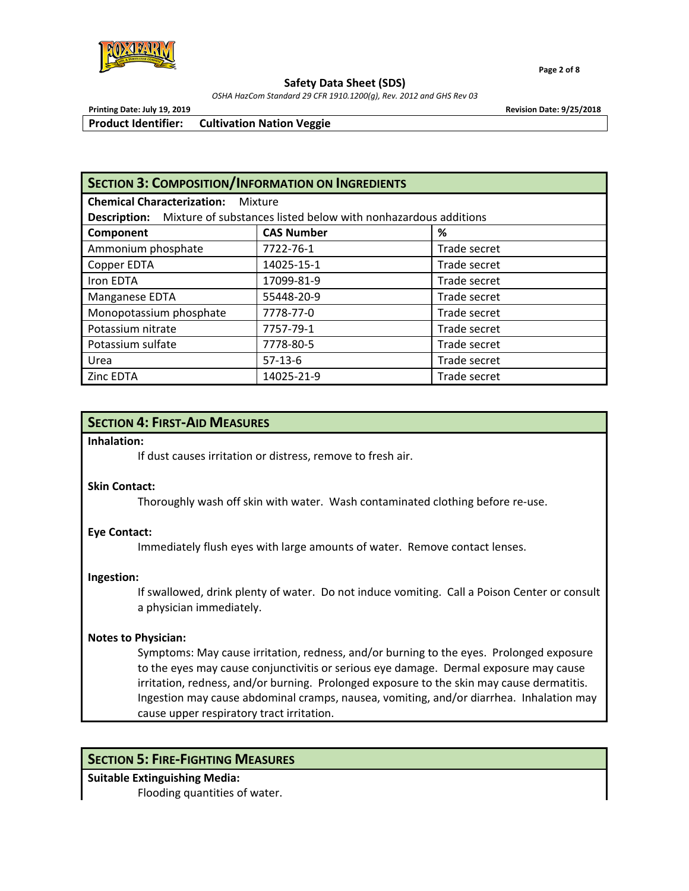**Product Identifier: Cultivation Nation Veggie**

## Section 3: Composition/Information on Ingredients

**Chemical Characterization:** Mixture

**Description:** Mixture of substances listed below with nonhazardous additions

| Component | CAS Number | % |
|---|---|---|
| Ammonium phosphate | 7722-76-1 | Trade secret |
| Copper EDTA | 14025-15-1 | Trade secret |
| Iron EDTA | 17099-81-9 | Trade secret |
| Manganese EDTA | 55448-20-9 | Trade secret |
| Monopotassium phosphate | 7778-77-0 | Trade secret |
| Potassium nitrate | 7757-79-1 | Trade secret |
| Potassium sulfate | 7778-80-5 | Trade secret |
| Urea | 57-13-6 | Trade secret |
| Zinc EDTA | 14025-21-9 | Trade secret |

## Section 4: First-Aid Measures

**Inhalation:**

If dust causes irritation or distress, remove to fresh air.

**Skin Contact:**

Thoroughly wash off skin with water. Wash contaminated clothing before re-use.

**Eye Contact:**

Immediately flush eyes with large amounts of water. Remove contact lenses.

**Ingestion:**

If swallowed, drink plenty of water. Do not induce vomiting. Call a Poison Center or consult a physician immediately.

**Notes to Physician:**

Symptoms: May cause irritation, redness, and/or burning to the eyes. Prolonged exposure to the eyes may cause conjunctivitis or serious eye damage. Dermal exposure may cause irritation, redness, and/or burning. Prolonged exposure to the skin may cause dermatitis. Ingestion may cause abdominal cramps, nausea, vomiting, and/or diarrhea. Inhalation may cause upper respiratory tract irritation.

## Section 5: Fire-Fighting Measures

**Suitable Extinguishing Media:**

Flooding quantities of water.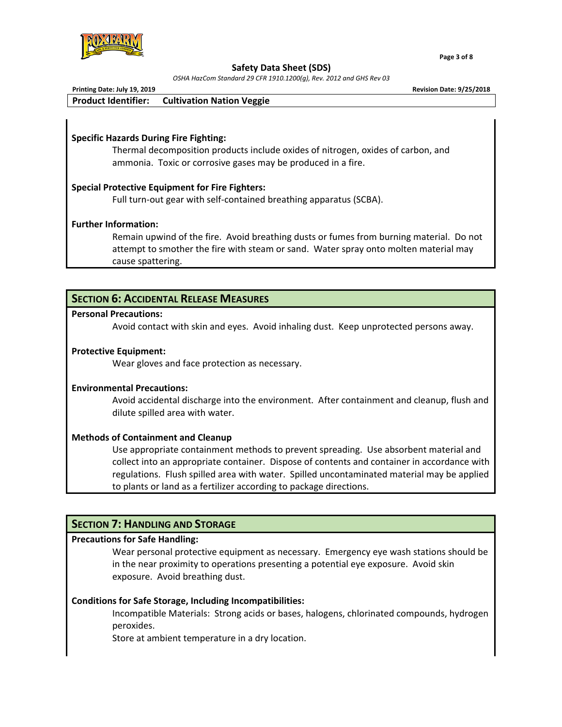**Specific Hazards During Fire Fighting:**

Thermal decomposition products include oxides of nitrogen, oxides of carbon, and ammonia. Toxic or corrosive gases may be produced in a fire.

**Special Protective Equipment for Fire Fighters:**

Full turn-out gear with self-contained breathing apparatus (SCBA).

**Further Information:**

Remain upwind of the fire. Avoid breathing dusts or fumes from burning material. Do not attempt to smother the fire with steam or sand. Water spray onto molten material may cause spattering.

## SECTION 6: ACCIDENTAL RELEASE MEASURES

**Personal Precautions:**

Avoid contact with skin and eyes. Avoid inhaling dust. Keep unprotected persons away.

**Protective Equipment:**

Wear gloves and face protection as necessary.

**Environmental Precautions:**

Avoid accidental discharge into the environment. After containment and cleanup, flush and dilute spilled area with water.

**Methods of Containment and Cleanup**

Use appropriate containment methods to prevent spreading. Use absorbent material and collect into an appropriate container. Dispose of contents and container in accordance with regulations. Flush spilled area with water. Spilled uncontaminated material may be applied to plants or land as a fertilizer according to package directions.

## SECTION 7: HANDLING AND STORAGE

**Precautions for Safe Handling:**

Wear personal protective equipment as necessary. Emergency eye wash stations should be in the near proximity to operations presenting a potential eye exposure. Avoid skin exposure. Avoid breathing dust.

**Conditions for Safe Storage, Including Incompatibilities:**

Incompatible Materials: Strong acids or bases, halogens, chlorinated compounds, hydrogen peroxides.

Store at ambient temperature in a dry location.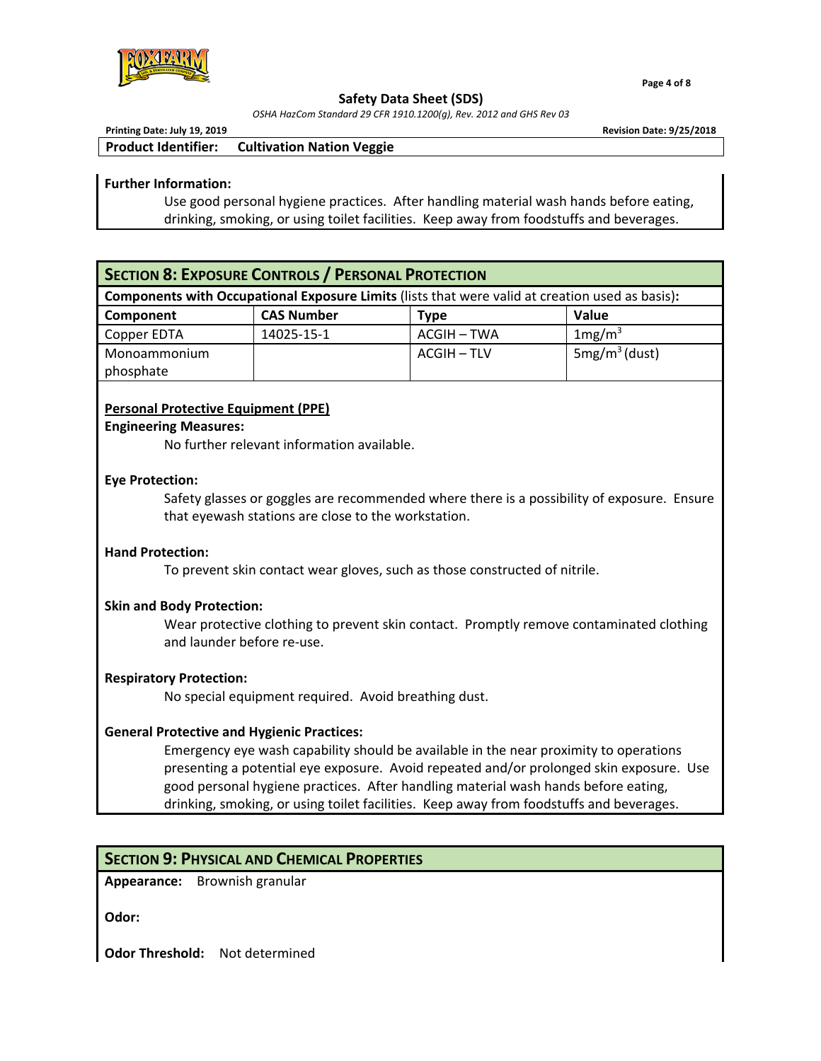**Further Information:**

Use good personal hygiene practices. After handling material wash hands before eating, drinking, smoking, or using toilet facilities. Keep away from foodstuffs and beverages.

## SECTION 8: EXPOSURE CONTROLS / PERSONAL PROTECTION

**Components with Occupational Exposure Limits** (lists that were valid at creation used as basis)**:**

| Component | CAS Number | Type | Value |
|---|---|---|---|
| Copper EDTA | 14025-15-1 | ACGIH – TWA | $1mg/m^3$ |
| Monoammonium phosphate | | ACGIH – TLV | $5mg/m^3$ (dust) |

**Personal Protective Equipment (PPE)**

**Engineering Measures:**

No further relevant information available.

**Eye Protection:**

Safety glasses or goggles are recommended where there is a possibility of exposure. Ensure that eyewash stations are close to the workstation.

**Hand Protection:**

To prevent skin contact wear gloves, such as those constructed of nitrile.

**Skin and Body Protection:**

Wear protective clothing to prevent skin contact. Promptly remove contaminated clothing and launder before re-use.

**Respiratory Protection:**

No special equipment required. Avoid breathing dust.

**General Protective and Hygienic Practices:**

Emergency eye wash capability should be available in the near proximity to operations presenting a potential eye exposure. Avoid repeated and/or prolonged skin exposure. Use good personal hygiene practices. After handling material wash hands before eating, drinking, smoking, or using toilet facilities. Keep away from foodstuffs and beverages.

## SECTION 9: PHYSICAL AND CHEMICAL PROPERTIES

**Appearance:** Brownish granular

**Odor:**

**Odor Threshold:** Not determined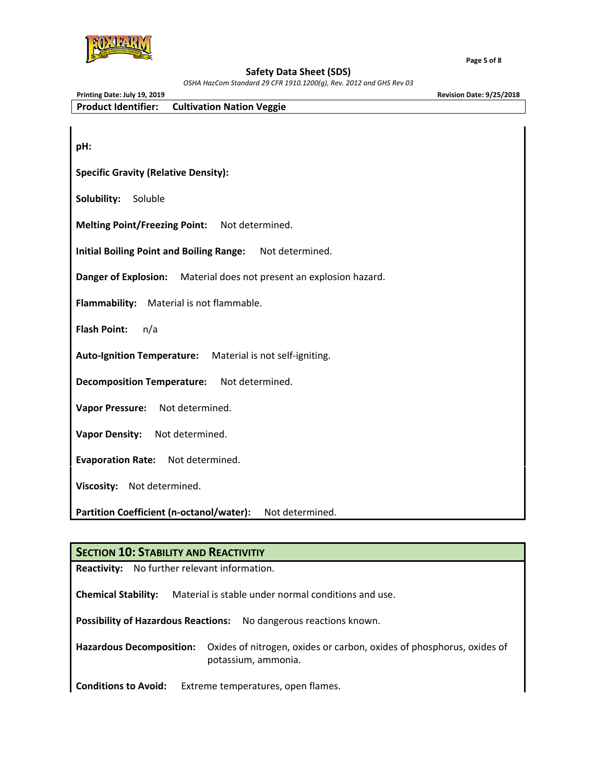**Product Identifier:** Cultivation Nation Veggie

**pH:**

**Specific Gravity (Relative Density):**

**Solubility:** Soluble

**Melting Point/Freezing Point:** Not determined.

**Initial Boiling Point and Boiling Range:** Not determined.

**Danger of Explosion:** Material does not present an explosion hazard.

**Flammability:** Material is not flammable.

**Flash Point:** n/a

**Auto-Ignition Temperature:** Material is not self-igniting.

**Decomposition Temperature:** Not determined.

**Vapor Pressure:** Not determined.

**Vapor Density:** Not determined.

**Evaporation Rate:** Not determined.

**Viscosity:** Not determined.

**Partition Coefficient (n-octanol/water):** Not determined.

## SECTION 10: STABILITY AND REACTIVITIY

**Reactivity:** No further relevant information.

**Chemical Stability:** Material is stable under normal conditions and use.

**Possibility of Hazardous Reactions:** No dangerous reactions known.

**Hazardous Decomposition:** Oxides of nitrogen, oxides or carbon, oxides of phosphorus, oxides of potassium, ammonia.

**Conditions to Avoid:** Extreme temperatures, open flames.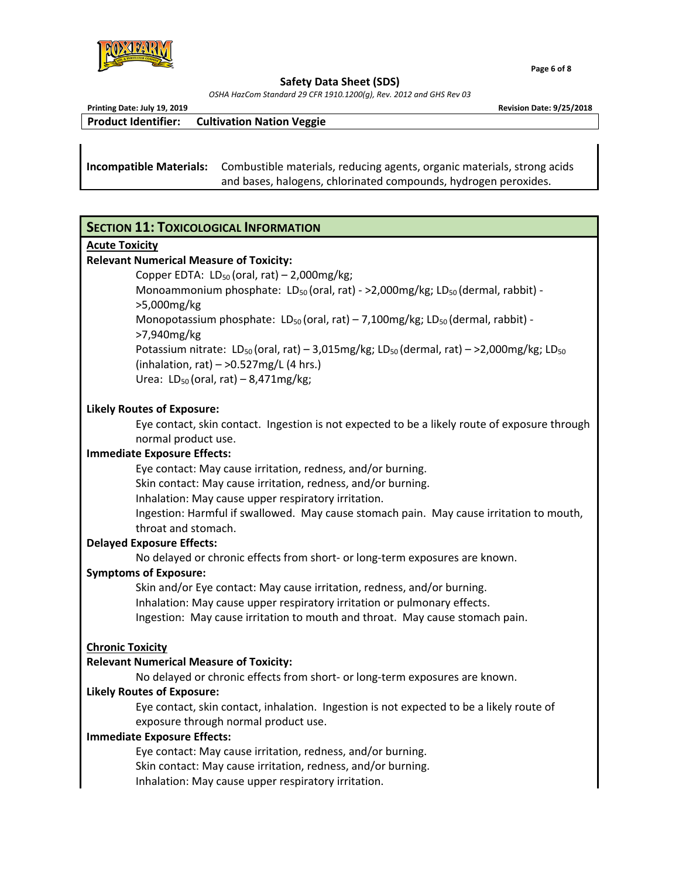**Incompatible Materials:** Combustible materials, reducing agents, organic materials, strong acids and bases, halogens, chlorinated compounds, hydrogen peroxides.

## SECTION 11: TOXICOLOGICAL INFORMATION

**Acute Toxicity**

**Relevant Numerical Measure of Toxicity:**

Copper EDTA: $LD_{50}$ (oral, rat) – 2,000mg/kg;

Monoammonium phosphate: $LD_{50}$ (oral, rat) - >2,000mg/kg; $LD_{50}$ (dermal, rabbit) - >5,000mg/kg

Monopotassium phosphate: $LD_{50}$ (oral, rat) – 7,100mg/kg; $LD_{50}$ (dermal, rabbit) - >7,940mg/kg

Potassium nitrate: $LD_{50}$ (oral, rat) – 3,015mg/kg; $LD_{50}$ (dermal, rat) – >2,000mg/kg; $LD_{50}$ (inhalation, rat) – >0.527mg/L (4 hrs.)

Urea: $LD_{50}$ (oral, rat) – 8,471mg/kg;

**Likely Routes of Exposure:**

Eye contact, skin contact. Ingestion is not expected to be a likely route of exposure through normal product use.

**Immediate Exposure Effects:**

Eye contact: May cause irritation, redness, and/or burning.
Skin contact: May cause irritation, redness, and/or burning.
Inhalation: May cause upper respiratory irritation.
Ingestion: Harmful if swallowed. May cause stomach pain. May cause irritation to mouth, throat and stomach.

**Delayed Exposure Effects:**

No delayed or chronic effects from short- or long-term exposures are known.

**Symptoms of Exposure:**

Skin and/or Eye contact: May cause irritation, redness, and/or burning.
Inhalation: May cause upper respiratory irritation or pulmonary effects.
Ingestion: May cause irritation to mouth and throat. May cause stomach pain.

**Chronic Toxicity**

**Relevant Numerical Measure of Toxicity:**

No delayed or chronic effects from short- or long-term exposures are known.

**Likely Routes of Exposure:**

Eye contact, skin contact, inhalation. Ingestion is not expected to be a likely route of exposure through normal product use.

**Immediate Exposure Effects:**

Eye contact: May cause irritation, redness, and/or burning.
Skin contact: May cause irritation, redness, and/or burning.
Inhalation: May cause upper respiratory irritation.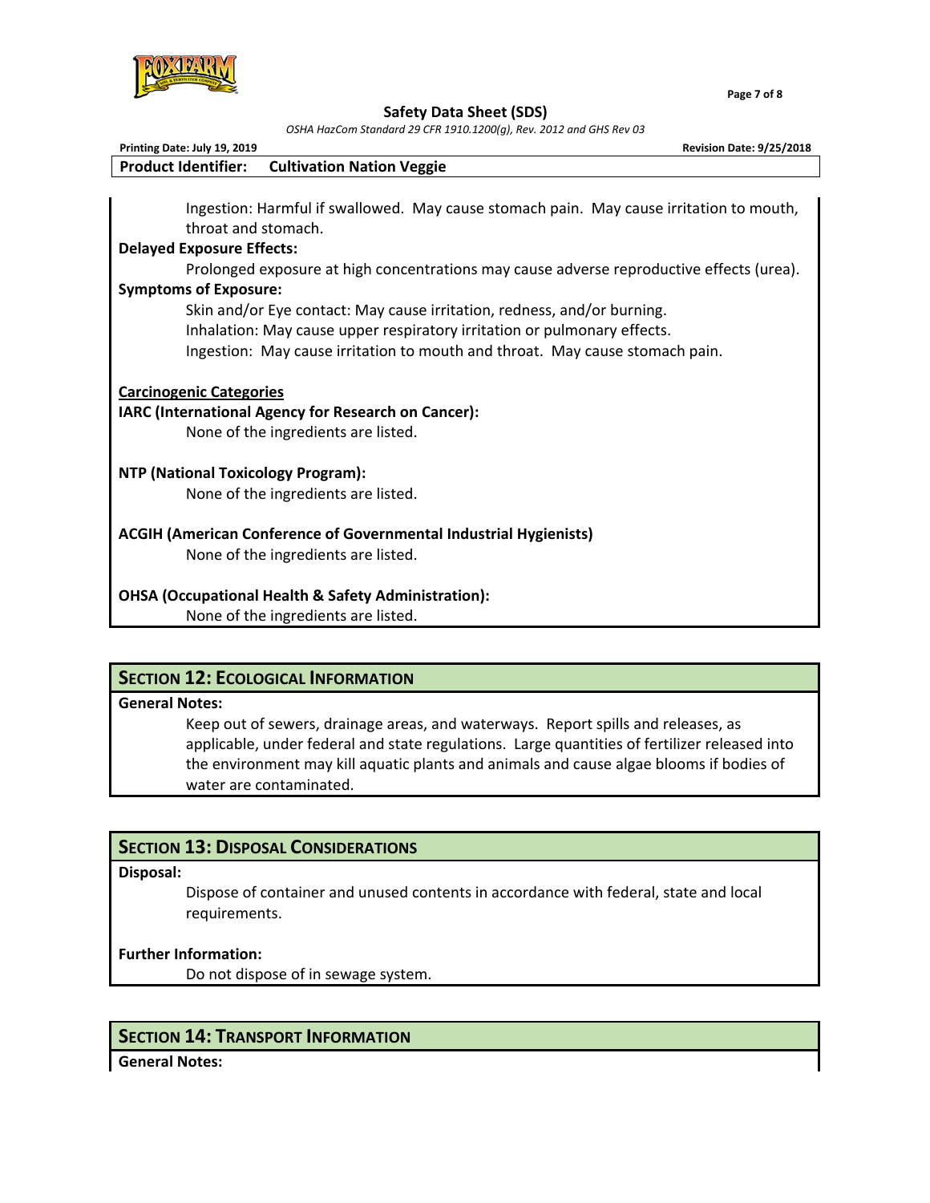Ingestion: Harmful if swallowed. May cause stomach pain. May cause irritation to mouth, throat and stomach.

**Delayed Exposure Effects:**

Prolonged exposure at high concentrations may cause adverse reproductive effects (urea).

**Symptoms of Exposure:**

Skin and/or Eye contact: May cause irritation, redness, and/or burning.
Inhalation: May cause upper respiratory irritation or pulmonary effects.
Ingestion: May cause irritation to mouth and throat. May cause stomach pain.

**Carcinogenic Categories**

**IARC (International Agency for Research on Cancer):**

None of the ingredients are listed.

**NTP (National Toxicology Program):**

None of the ingredients are listed.

**ACGIH (American Conference of Governmental Industrial Hygienists)**

None of the ingredients are listed.

**OHSA (Occupational Health & Safety Administration):**

None of the ingredients are listed.

## SECTION 12: ECOLOGICAL INFORMATION

**General Notes:**

Keep out of sewers, drainage areas, and waterways. Report spills and releases, as applicable, under federal and state regulations. Large quantities of fertilizer released into the environment may kill aquatic plants and animals and cause algae blooms if bodies of water are contaminated.

## SECTION 13: DISPOSAL CONSIDERATIONS

**Disposal:**

Dispose of container and unused contents in accordance with federal, state and local requirements.

**Further Information:**

Do not dispose of in sewage system.

## SECTION 14: TRANSPORT INFORMATION

**General Notes:**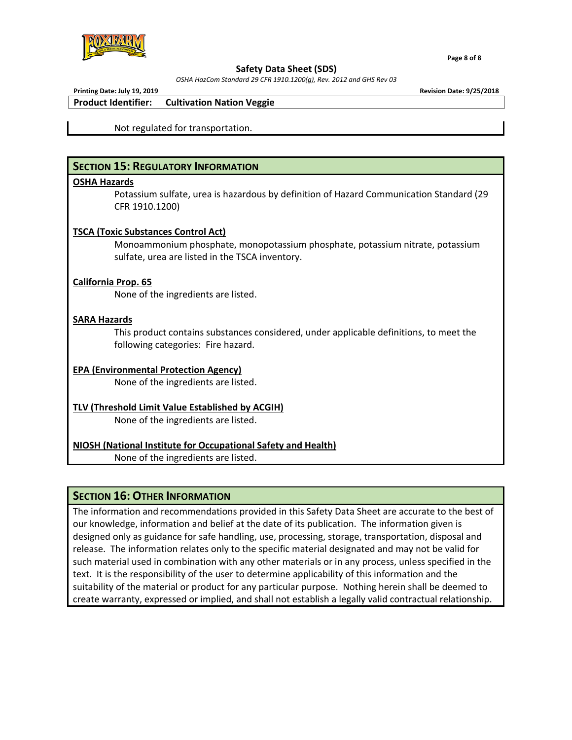Not regulated for transportation.

## SECTION 15: REGULATORY INFORMATION

**OSHA Hazards**

Potassium sulfate, urea is hazardous by definition of Hazard Communication Standard (29 CFR 1910.1200)

**TSCA (Toxic Substances Control Act)**

Monoammonium phosphate, monopotassium phosphate, potassium nitrate, potassium sulfate, urea are listed in the TSCA inventory.

**California Prop. 65**

None of the ingredients are listed.

**SARA Hazards**

This product contains substances considered, under applicable definitions, to meet the following categories: Fire hazard.

**EPA (Environmental Protection Agency)**

None of the ingredients are listed.

**TLV (Threshold Limit Value Established by ACGIH)**

None of the ingredients are listed.

**NIOSH (National Institute for Occupational Safety and Health)**

None of the ingredients are listed.

## SECTION 16: OTHER INFORMATION

The information and recommendations provided in this Safety Data Sheet are accurate to the best of our knowledge, information and belief at the date of its publication. The information given is designed only as guidance for safe handling, use, processing, storage, transportation, disposal and release. The information relates only to the specific material designated and may not be valid for such material used in combination with any other materials or in any process, unless specified in the text. It is the responsibility of the user to determine applicability of this information and the suitability of the material or product for any particular purpose. Nothing herein shall be deemed to create warranty, expressed or implied, and shall not establish a legally valid contractual relationship.